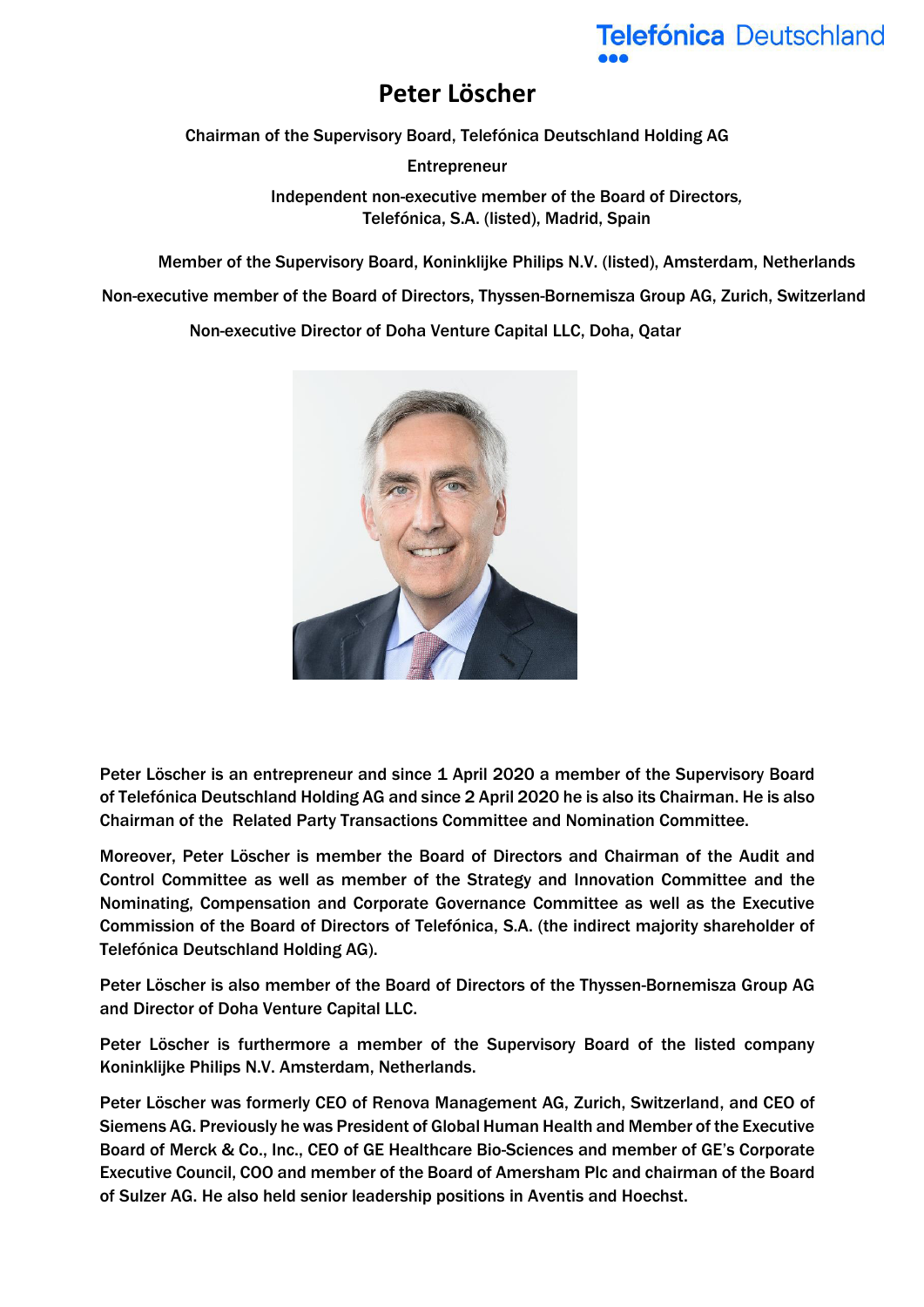# Peter Löscher

Chairman of the Supervisory Board, Telefónica Deutschland Holding AG

Entrepreneur

Independent non-executive member of the Board of Directors, Telefónica, S.A. (listed), Madrid, Spain

Member of the Supervisory Board, Koninklijke Philips N.V. (listed), Amsterdam, Netherlands

Non-executive member of the Board of Directors, Thyssen-Bornemisza Group AG, Zurich, Switzerland

Non-executive Director of Doha Venture Capital LLC, Doha, Qatar

Peter Löscher is an entrepreneur and since 1 April 2020 a member of the Supervisory Board of Telefónica Deutschland Holding AG and since 2 April 2020 he is also its Chairman. He is also Chairman of the Related Party Transactions Committee and Nomination Committee.

Moreover, Peter Löscher is member the Board of Directors and Chairman of the Audit and Control Committee as well as member of the Strategy and Innovation Committee and the Nominating, Compensation and Corporate Governance Committee as well as the Executive Commission of the Board of Directors of Telefónica, S.A. (the indirect majority shareholder of Telefónica Deutschland Holding AG).

Peter Löscher is also member of the Board of Directors of the Thyssen-Bornemisza Group AG and Director of Doha Venture Capital LLC.

Peter Löscher is furthermore a member of the Supervisory Board of the listed company Koninklijke Philips N.V. Amsterdam, Netherlands.

Peter Löscher was formerly CEO of Renova Management AG, Zurich, Switzerland, and CEO of Siemens AG. Previously he was President of Global Human Health and Member of the Executive Board of Merck & Co., Inc., CEO of GE Healthcare Bio-Sciences and member of GE's Corporate Executive Council, COO and member of the Board of Amersham Plc and chairman of the Board of Sulzer AG. He also held senior leadership positions in Aventis and Hoechst.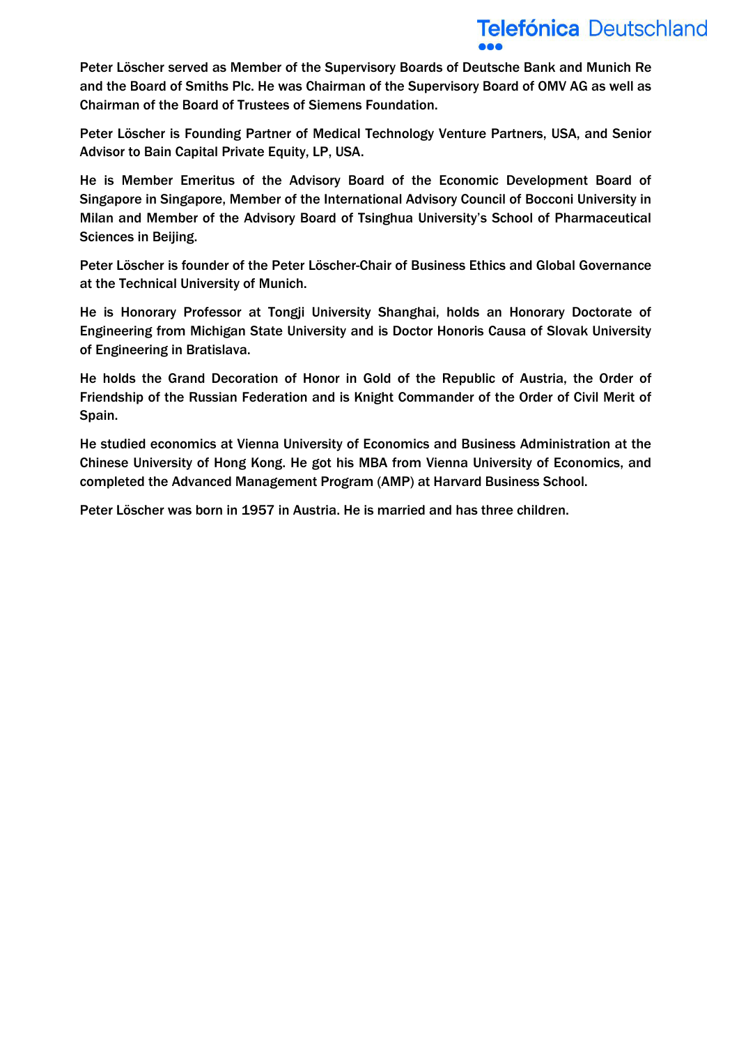Peter Löscher served as Member of the Supervisory Boards of Deutsche Bank and Munich Re and the Board of Smiths Plc. He was Chairman of the Supervisory Board of OMV AG as well as Chairman of the Board of Trustees of Siemens Foundation.

Peter Löscher is Founding Partner of Medical Technology Venture Partners, USA, and Senior Advisor to Bain Capital Private Equity, LP, USA.

He is Member Emeritus of the Advisory Board of the Economic Development Board of Singapore in Singapore, Member of the International Advisory Council of Bocconi University in Milan and Member of the Advisory Board of Tsinghua University's School of Pharmaceutical Sciences in Beijing.

Peter Löscher is founder of the Peter Löscher-Chair of Business Ethics and Global Governance at the Technical University of Munich.

He is Honorary Professor at Tongji University Shanghai, holds an Honorary Doctorate of Engineering from Michigan State University and is Doctor Honoris Causa of Slovak University of Engineering in Bratislava.

He holds the Grand Decoration of Honor in Gold of the Republic of Austria, the Order of Friendship of the Russian Federation and is Knight Commander of the Order of Civil Merit of Spain.

He studied economics at Vienna University of Economics and Business Administration at the Chinese University of Hong Kong. He got his MBA from Vienna University of Economics, and completed the Advanced Management Program (AMP) at Harvard Business School.

Peter Löscher was born in 1957 in Austria. He is married and has three children.